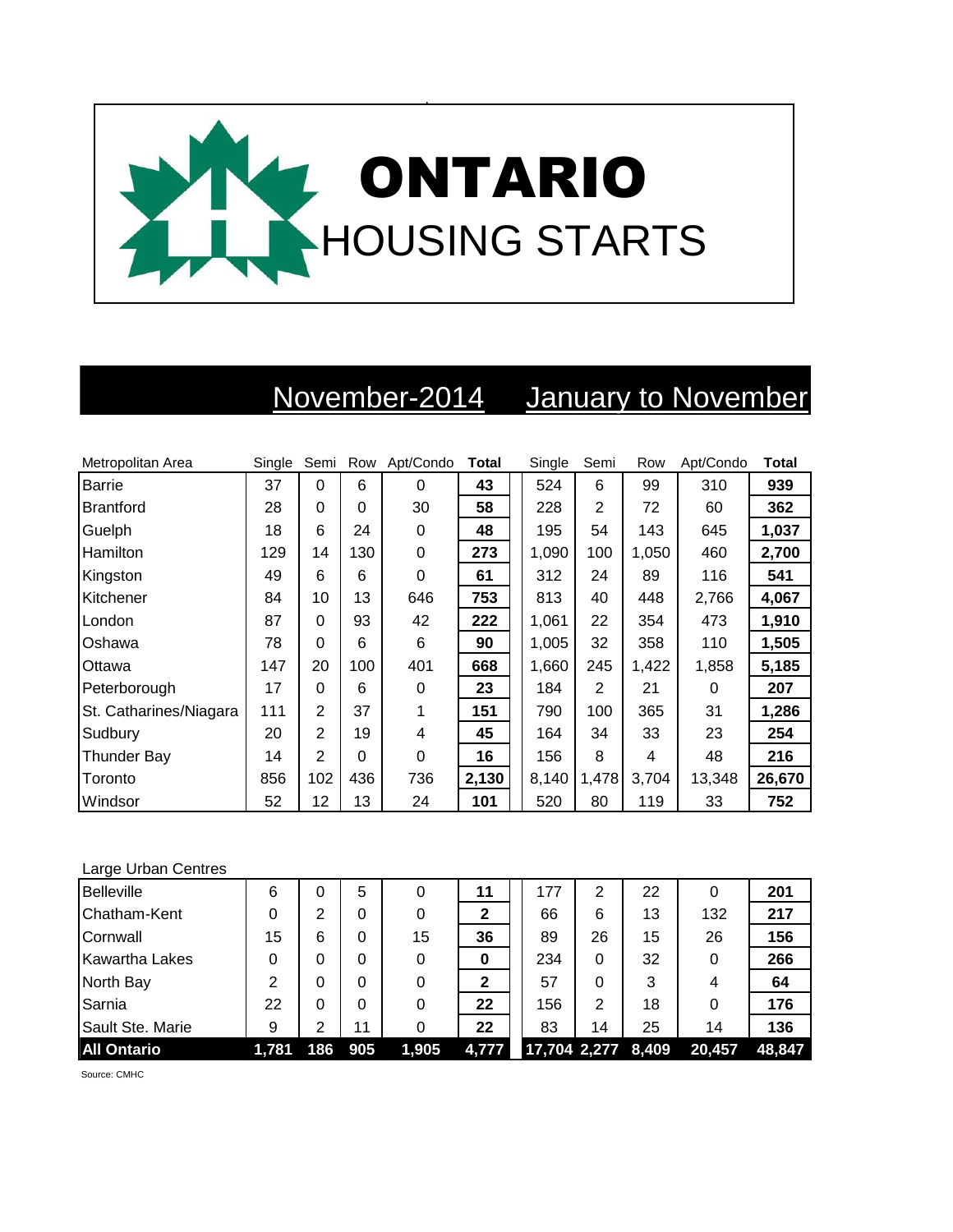# ONTARIO
## HOUSING STARTS

| | November-2014 | | | | | January to November | | | | |
|---|---|---|---|---|---|---|---|---|---|---|
| Metropolitan Area | Single | Semi | Row | Apt/Condo | **Total** | Single | Semi | Row | Apt/Condo | **Total** |
| Barrie | 37 | 0 | 6 | 0 | **43** | 524 | 6 | 99 | 310 | **939** |
| Brantford | 28 | 0 | 0 | 30 | **58** | 228 | 2 | 72 | 60 | **362** |
| Guelph | 18 | 6 | 24 | 0 | **48** | 195 | 54 | 143 | 645 | **1,037** |
| Hamilton | 129 | 14 | 130 | 0 | **273** | 1,090 | 100 | 1,050 | 460 | **2,700** |
| Kingston | 49 | 6 | 6 | 0 | **61** | 312 | 24 | 89 | 116 | **541** |
| Kitchener | 84 | 10 | 13 | 646 | **753** | 813 | 40 | 448 | 2,766 | **4,067** |
| London | 87 | 0 | 93 | 42 | **222** | 1,061 | 22 | 354 | 473 | **1,910** |
| Oshawa | 78 | 0 | 6 | 6 | **90** | 1,005 | 32 | 358 | 110 | **1,505** |
| Ottawa | 147 | 20 | 100 | 401 | **668** | 1,660 | 245 | 1,422 | 1,858 | **5,185** |
| Peterborough | 17 | 0 | 6 | 0 | **23** | 184 | 2 | 21 | 0 | **207** |
| St. Catharines/Niagara | 111 | 2 | 37 | 1 | **151** | 790 | 100 | 365 | 31 | **1,286** |
| Sudbury | 20 | 2 | 19 | 4 | **45** | 164 | 34 | 33 | 23 | **254** |
| Thunder Bay | 14 | 2 | 0 | 0 | **16** | 156 | 8 | 4 | 48 | **216** |
| Toronto | 856 | 102 | 436 | 736 | **2,130** | 8,140 | 1,478 | 3,704 | 13,348 | **26,670** |
| Windsor | 52 | 12 | 13 | 24 | **101** | 520 | 80 | 119 | 33 | **752** |
| Large Urban Centres | | | | | | | | | | |
| Belleville | 6 | 0 | 5 | 0 | **11** | 177 | 2 | 22 | 0 | **201** |
| Chatham-Kent | 0 | 2 | 0 | 0 | **2** | 66 | 6 | 13 | 132 | **217** |
| Cornwall | 15 | 6 | 0 | 15 | **36** | 89 | 26 | 15 | 26 | **156** |
| Kawartha Lakes | 0 | 0 | 0 | 0 | **0** | 234 | 0 | 32 | 0 | **266** |
| North Bay | 2 | 0 | 0 | 0 | **2** | 57 | 0 | 3 | 4 | **64** |
| Sarnia | 22 | 0 | 0 | 0 | **22** | 156 | 2 | 18 | 0 | **176** |
| Sault Ste. Marie | 9 | 2 | 11 | 0 | **22** | 83 | 14 | 25 | 14 | **136** |
| **All Ontario** | **1,781** | **186** | **905** | **1,905** | **4,777** | **17,704** | **2,277** | **8,409** | **20,457** | **48,847** |

Source: CMHC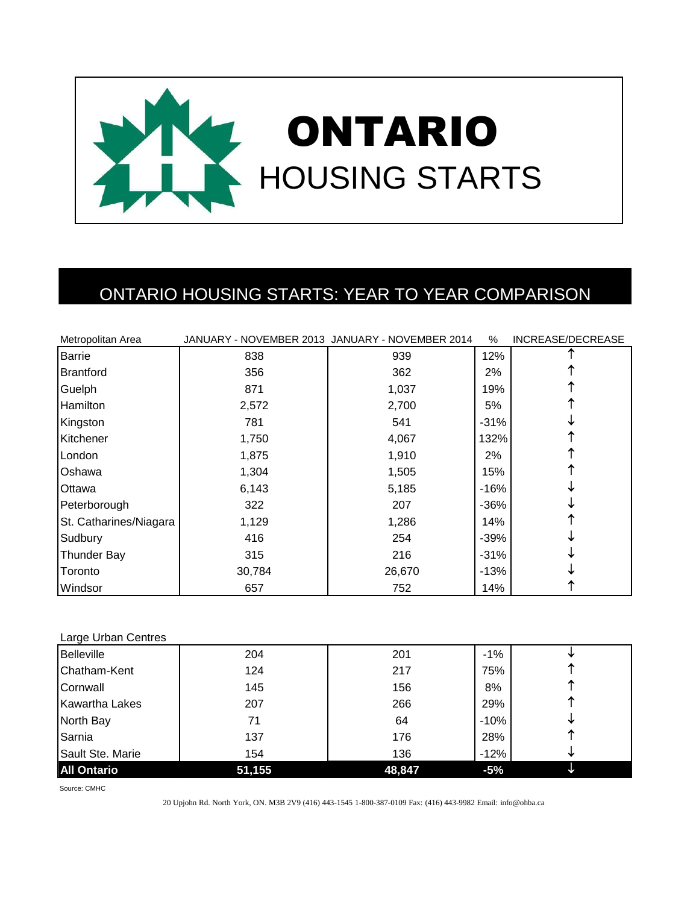# ONTARIO

## HOUSING STARTS

## ONTARIO HOUSING STARTS: YEAR TO YEAR COMPARISON

| Metropolitan Area | JANUARY - NOVEMBER 2013 | JANUARY - NOVEMBER 2014 | % | INCREASE/DECREASE |
|---|---|---|---|---|
| Barrie | 838 | 939 | 12% | ↑ |
| Brantford | 356 | 362 | 2% | ↑ |
| Guelph | 871 | 1,037 | 19% | ↑ |
| Hamilton | 2,572 | 2,700 | 5% | ↑ |
| Kingston | 781 | 541 | -31% | ↓ |
| Kitchener | 1,750 | 4,067 | 132% | ↑ |
| London | 1,875 | 1,910 | 2% | ↑ |
| Oshawa | 1,304 | 1,505 | 15% | ↑ |
| Ottawa | 6,143 | 5,185 | -16% | ↓ |
| Peterborough | 322 | 207 | -36% | ↓ |
| St. Catharines/Niagara | 1,129 | 1,286 | 14% | ↑ |
| Sudbury | 416 | 254 | -39% | ↓ |
| Thunder Bay | 315 | 216 | -31% | ↓ |
| Toronto | 30,784 | 26,670 | -13% | ↓ |
| Windsor | 657 | 752 | 14% | ↑ |
| **Large Urban Centres** | | | | |
| Belleville | 204 | 201 | -1% | ↓ |
| Chatham-Kent | 124 | 217 | 75% | ↑ |
| Cornwall | 145 | 156 | 8% | ↑ |
| Kawartha Lakes | 207 | 266 | 29% | ↑ |
| North Bay | 71 | 64 | -10% | ↓ |
| Sarnia | 137 | 176 | 28% | ↑ |
| Sault Ste. Marie | 154 | 136 | -12% | ↓ |
| **All Ontario** | **51,155** | **48,847** | **-5%** | **↓** |

Source: CMHC

20 Upjohn Rd. North York, ON. M3B 2V9 (416) 443-1545 1-800-387-0109 Fax: (416) 443-9982 Email: info@ohba.ca